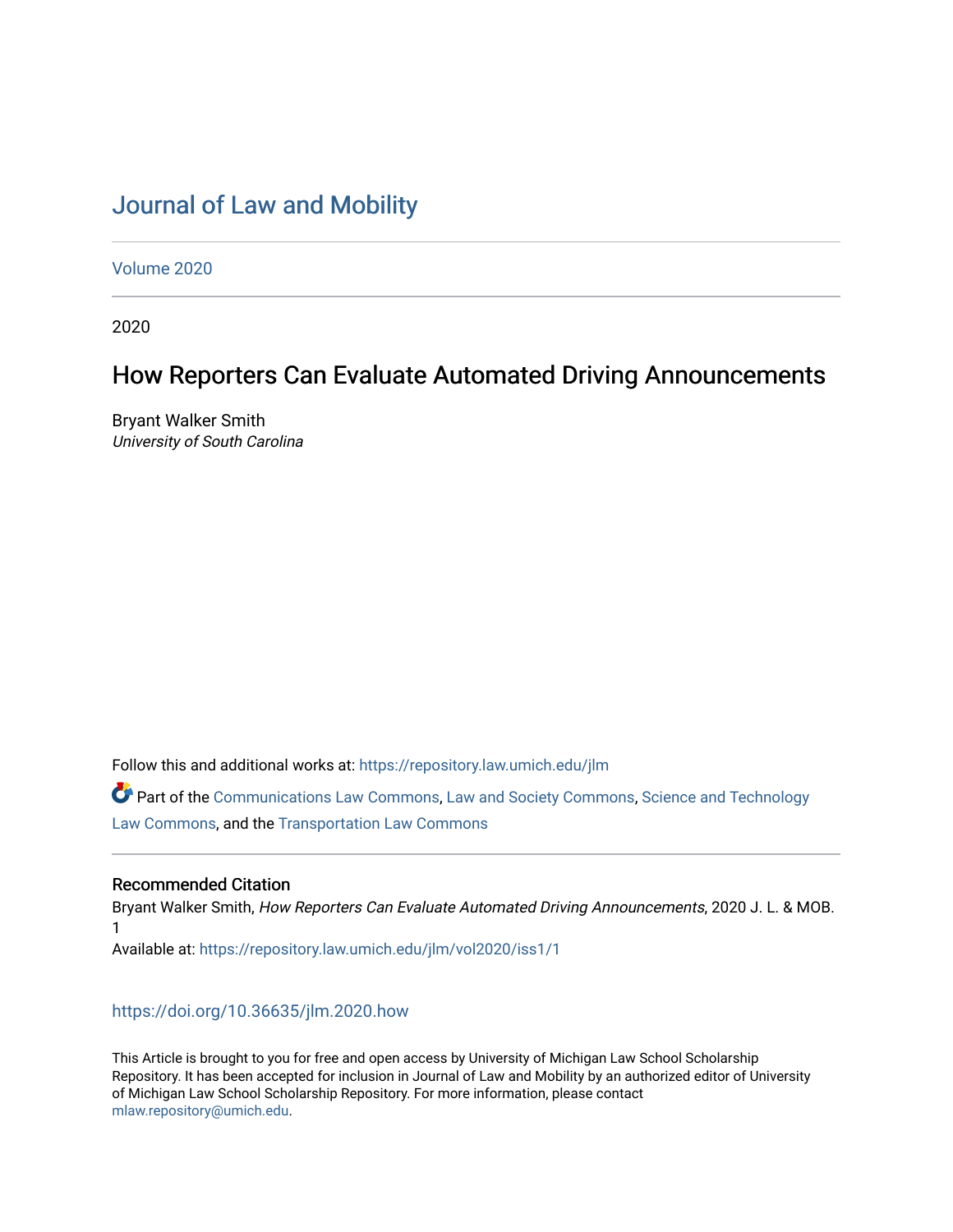# Journal of Law and Mobility

Volume 2020

2020

## How Reporters Can Evaluate Automated Driving Announcements

Bryant Walker Smith
*University of South Carolina*

Follow this and additional works at: https://repository.law.umich.edu/jlm

Part of the Communications Law Commons, Law and Society Commons, Science and Technology Law Commons, and the Transportation Law Commons

### Recommended Citation

Bryant Walker Smith, *How Reporters Can Evaluate Automated Driving Announcements*, 2020 J. L. & MOB. 1

Available at: https://repository.law.umich.edu/jlm/vol2020/iss1/1

https://doi.org/10.36635/jlm.2020.how

This Article is brought to you for free and open access by University of Michigan Law School Scholarship Repository. It has been accepted for inclusion in Journal of Law and Mobility by an authorized editor of University of Michigan Law School Scholarship Repository. For more information, please contact mlaw.repository@umich.edu.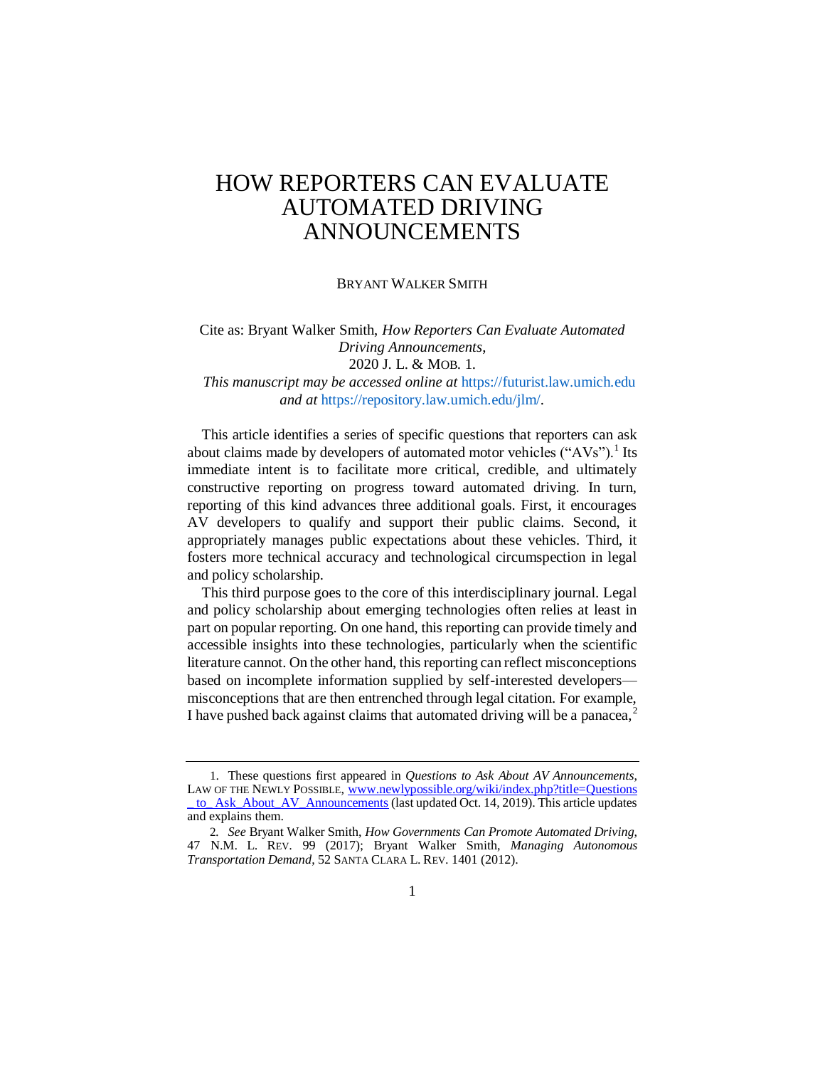# HOW REPORTERS CAN EVALUATE AUTOMATED DRIVING ANNOUNCEMENTS

BRYANT WALKER SMITH

Cite as: Bryant Walker Smith, *How Reporters Can Evaluate Automated Driving Announcements*,
2020 J. L. & MOB. 1.
*This manuscript may be accessed online at* https://futurist.law.umich.edu *and at* https://repository.law.umich.edu/jlm/.

This article identifies a series of specific questions that reporters can ask about claims made by developers of automated motor vehicles ("AVs").[1] Its immediate intent is to facilitate more critical, credible, and ultimately constructive reporting on progress toward automated driving. In turn, reporting of this kind advances three additional goals. First, it encourages AV developers to qualify and support their public claims. Second, it appropriately manages public expectations about these vehicles. Third, it fosters more technical accuracy and technological circumspection in legal and policy scholarship.

This third purpose goes to the core of this interdisciplinary journal. Legal and policy scholarship about emerging technologies often relies at least in part on popular reporting. On one hand, this reporting can provide timely and accessible insights into these technologies, particularly when the scientific literature cannot. On the other hand, this reporting can reflect misconceptions based on incomplete information supplied by self-interested developers—misconceptions that are then entrenched through legal citation. For example, I have pushed back against claims that automated driving will be a panacea,[2]

---

1. These questions first appeared in *Questions to Ask About AV Announcements*, LAW OF THE NEWLY POSSIBLE, www.newlypossible.org/wiki/index.php?title=Questions_to_Ask_About_AV_Announcements (last updated Oct. 14, 2019). This article updates and explains them.

2. *See* Bryant Walker Smith, *How Governments Can Promote Automated Driving*, 47 N.M. L. REV. 99 (2017); Bryant Walker Smith, *Managing Autonomous Transportation Demand*, 52 SANTA CLARA L. REV. 1401 (2012).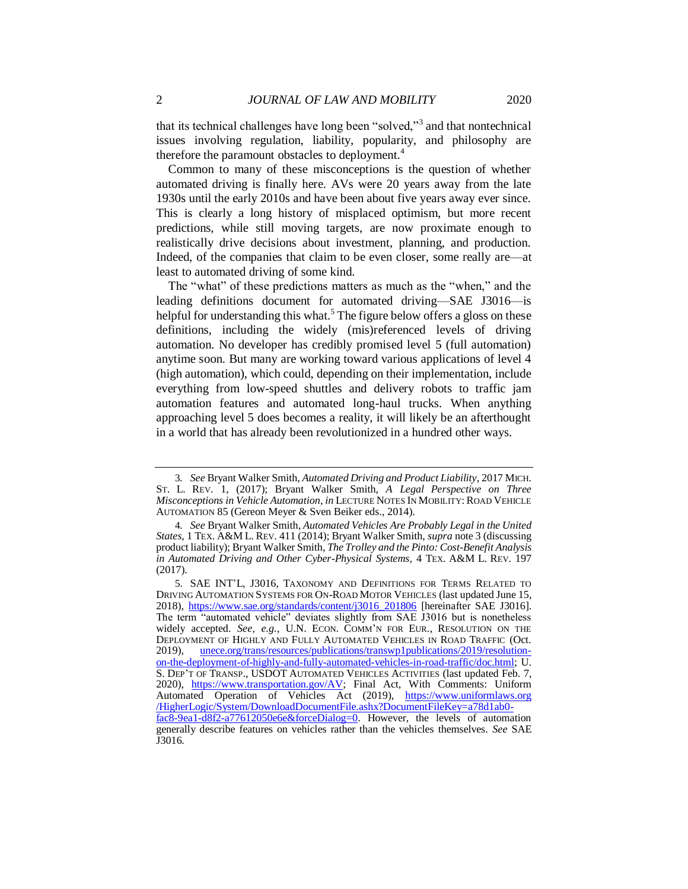that its technical challenges have long been "solved,"[3] and that nontechnical issues involving regulation, liability, popularity, and philosophy are therefore the paramount obstacles to deployment.[4]

Common to many of these misconceptions is the question of whether automated driving is finally here. AVs were 20 years away from the late 1930s until the early 2010s and have been about five years away ever since. This is clearly a long history of misplaced optimism, but more recent predictions, while still moving targets, are now proximate enough to realistically drive decisions about investment, planning, and production. Indeed, of the companies that claim to be even closer, some really are—at least to automated driving of some kind.

The "what" of these predictions matters as much as the "when," and the leading definitions document for automated driving—SAE J3016—is helpful for understanding this what.[5] The figure below offers a gloss on these definitions, including the widely (mis)referenced levels of driving automation. No developer has credibly promised level 5 (full automation) anytime soon. But many are working toward various applications of level 4 (high automation), which could, depending on their implementation, include everything from low-speed shuttles and delivery robots to traffic jam automation features and automated long-haul trucks. When anything approaching level 5 does becomes a reality, it will likely be an afterthought in a world that has already been revolutionized in a hundred other ways.

---

3. *See* Bryant Walker Smith, *Automated Driving and Product Liability*, 2017 MICH. ST. L. REV. 1, (2017); Bryant Walker Smith, *A Legal Perspective on Three Misconceptions in Vehicle Automation*, *in* LECTURE NOTES IN MOBILITY: ROAD VEHICLE AUTOMATION 85 (Gereon Meyer & Sven Beiker eds., 2014).

4. *See* Bryant Walker Smith, *Automated Vehicles Are Probably Legal in the United States*, 1 TEX. A&M L. REV. 411 (2014); Bryant Walker Smith, *supra* note 3 (discussing product liability); Bryant Walker Smith, *The Trolley and the Pinto: Cost-Benefit Analysis in Automated Driving and Other Cyber-Physical Systems*, 4 TEX. A&M L. REV. 197 (2017).

5. SAE INT'L, J3016, TAXONOMY AND DEFINITIONS FOR TERMS RELATED TO DRIVING AUTOMATION SYSTEMS FOR ON-ROAD MOTOR VEHICLES (last updated June 15, 2018), https://www.sae.org/standards/content/j3016_201806 [hereinafter SAE J3016]. The term "automated vehicle" deviates slightly from SAE J3016 but is nonetheless widely accepted. *See, e.g.*, U.N. ECON. COMM'N FOR EUR., RESOLUTION ON THE DEPLOYMENT OF HIGHLY AND FULLY AUTOMATED VEHICLES IN ROAD TRAFFIC (Oct. 2019), unece.org/trans/resources/publications/transwp1publications/2019/resolution-on-the-deployment-of-highly-and-fully-automated-vehicles-in-road-traffic/doc.html; U. S. DEP'T OF TRANSP., USDOT AUTOMATED VEHICLES ACTIVITIES (last updated Feb. 7, 2020), https://www.transportation.gov/AV; Final Act, With Comments: Uniform Automated Operation of Vehicles Act (2019), https://www.uniformlaws.org/HigherLogic/System/DownloadDocumentFile.ashx?DocumentFileKey=a78d1ab0-fac8-9ea1-d8f2-a77612050e6e&forceDialog=0. However, the levels of automation generally describe features on vehicles rather than the vehicles themselves. *See* SAE J3016.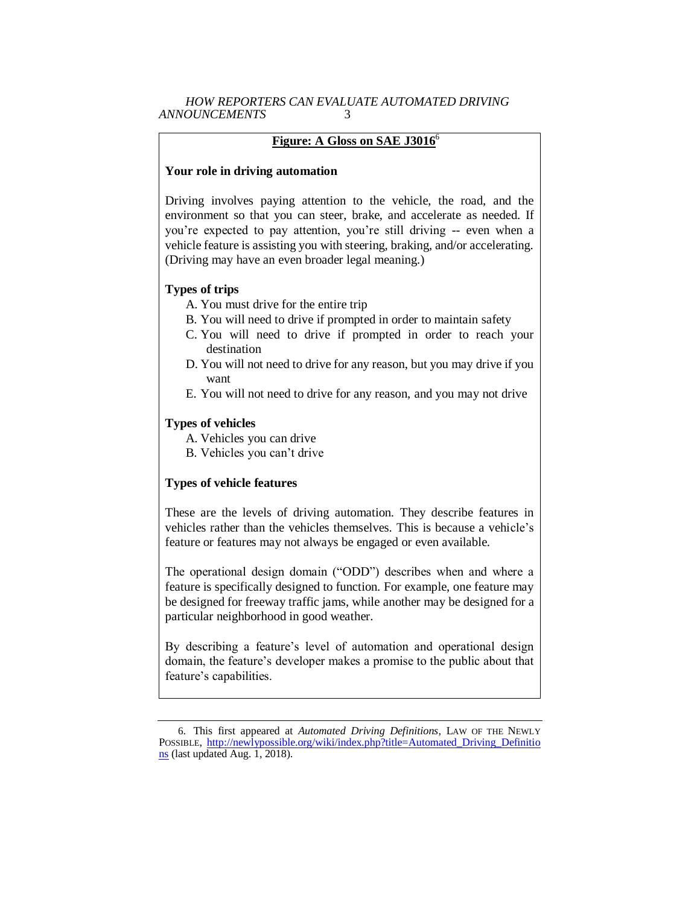**Figure: A Gloss on SAE J3016**[6]

**Your role in driving automation**

Driving involves paying attention to the vehicle, the road, and the environment so that you can steer, brake, and accelerate as needed. If you're expected to pay attention, you're still driving -- even when a vehicle feature is assisting you with steering, braking, and/or accelerating. (Driving may have an even broader legal meaning.)

**Types of trips**

A. You must drive for the entire trip
B. You will need to drive if prompted in order to maintain safety
C. You will need to drive if prompted in order to reach your destination
D. You will not need to drive for any reason, but you may drive if you want
E. You will not need to drive for any reason, and you may not drive

**Types of vehicles**

A. Vehicles you can drive
B. Vehicles you can't drive

**Types of vehicle features**

These are the levels of driving automation. They describe features in vehicles rather than the vehicles themselves. This is because a vehicle's feature or features may not always be engaged or even available.

The operational design domain ("ODD") describes when and where a feature is specifically designed to function. For example, one feature may be designed for freeway traffic jams, while another may be designed for a particular neighborhood in good weather.

By describing a feature's level of automation and operational design domain, the feature's developer makes a promise to the public about that feature's capabilities.

---

6. This first appeared at *Automated Driving Definitions*, LAW OF THE NEWLY POSSIBLE, http://newlypossible.org/wiki/index.php?title=Automated_Driving_Definitions (last updated Aug. 1, 2018).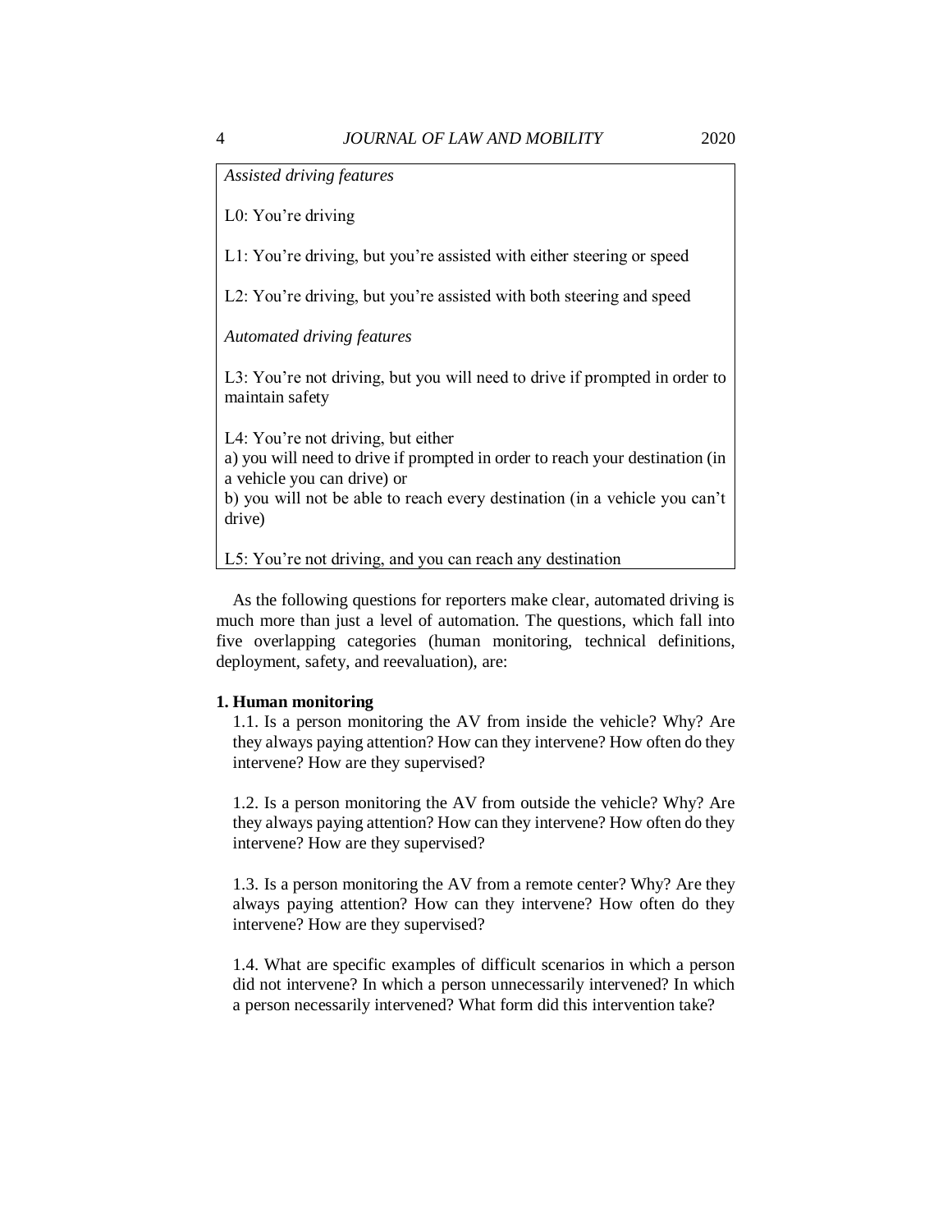*Assisted driving features*

L0: You're driving

L1: You're driving, but you're assisted with either steering or speed

L2: You're driving, but you're assisted with both steering and speed

*Automated driving features*

L3: You're not driving, but you will need to drive if prompted in order to maintain safety

L4: You're not driving, but either
a) you will need to drive if prompted in order to reach your destination (in a vehicle you can drive) or
b) you will not be able to reach every destination (in a vehicle you can't drive)

L5: You're not driving, and you can reach any destination

As the following questions for reporters make clear, automated driving is much more than just a level of automation. The questions, which fall into five overlapping categories (human monitoring, technical definitions, deployment, safety, and reevaluation), are:

**1. Human monitoring**

1.1. Is a person monitoring the AV from inside the vehicle? Why? Are they always paying attention? How can they intervene? How often do they intervene? How are they supervised?

1.2. Is a person monitoring the AV from outside the vehicle? Why? Are they always paying attention? How can they intervene? How often do they intervene? How are they supervised?

1.3. Is a person monitoring the AV from a remote center? Why? Are they always paying attention? How can they intervene? How often do they intervene? How are they supervised?

1.4. What are specific examples of difficult scenarios in which a person did not intervene? In which a person unnecessarily intervened? In which a person necessarily intervened? What form did this intervention take?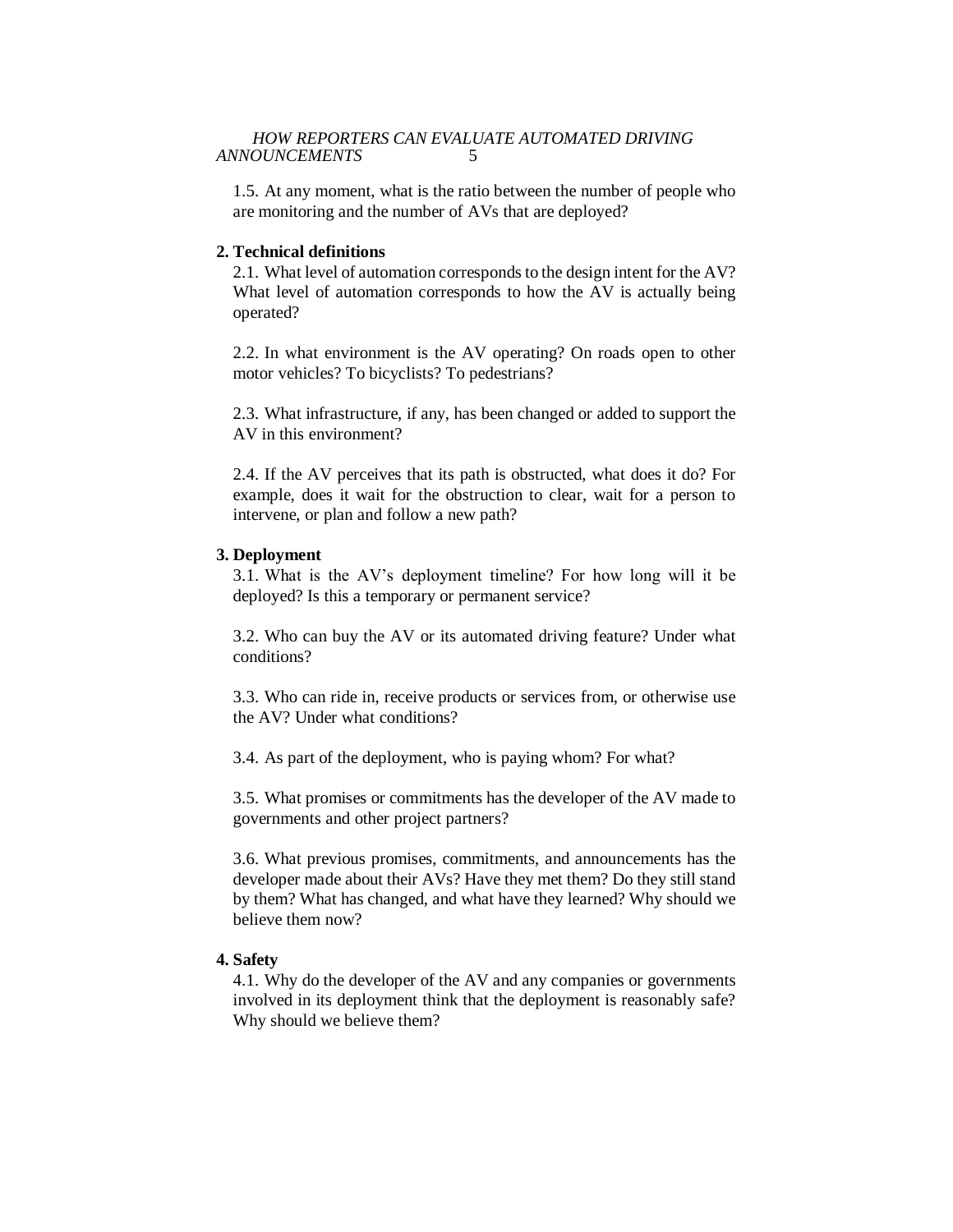1.5. At any moment, what is the ratio between the number of people who are monitoring and the number of AVs that are deployed?

**2. Technical definitions**

2.1. What level of automation corresponds to the design intent for the AV? What level of automation corresponds to how the AV is actually being operated?

2.2. In what environment is the AV operating? On roads open to other motor vehicles? To bicyclists? To pedestrians?

2.3. What infrastructure, if any, has been changed or added to support the AV in this environment?

2.4. If the AV perceives that its path is obstructed, what does it do? For example, does it wait for the obstruction to clear, wait for a person to intervene, or plan and follow a new path?

**3. Deployment**

3.1. What is the AV's deployment timeline? For how long will it be deployed? Is this a temporary or permanent service?

3.2. Who can buy the AV or its automated driving feature? Under what conditions?

3.3. Who can ride in, receive products or services from, or otherwise use the AV? Under what conditions?

3.4. As part of the deployment, who is paying whom? For what?

3.5. What promises or commitments has the developer of the AV made to governments and other project partners?

3.6. What previous promises, commitments, and announcements has the developer made about their AVs? Have they met them? Do they still stand by them? What has changed, and what have they learned? Why should we believe them now?

**4. Safety**

4.1. Why do the developer of the AV and any companies or governments involved in its deployment think that the deployment is reasonably safe? Why should we believe them?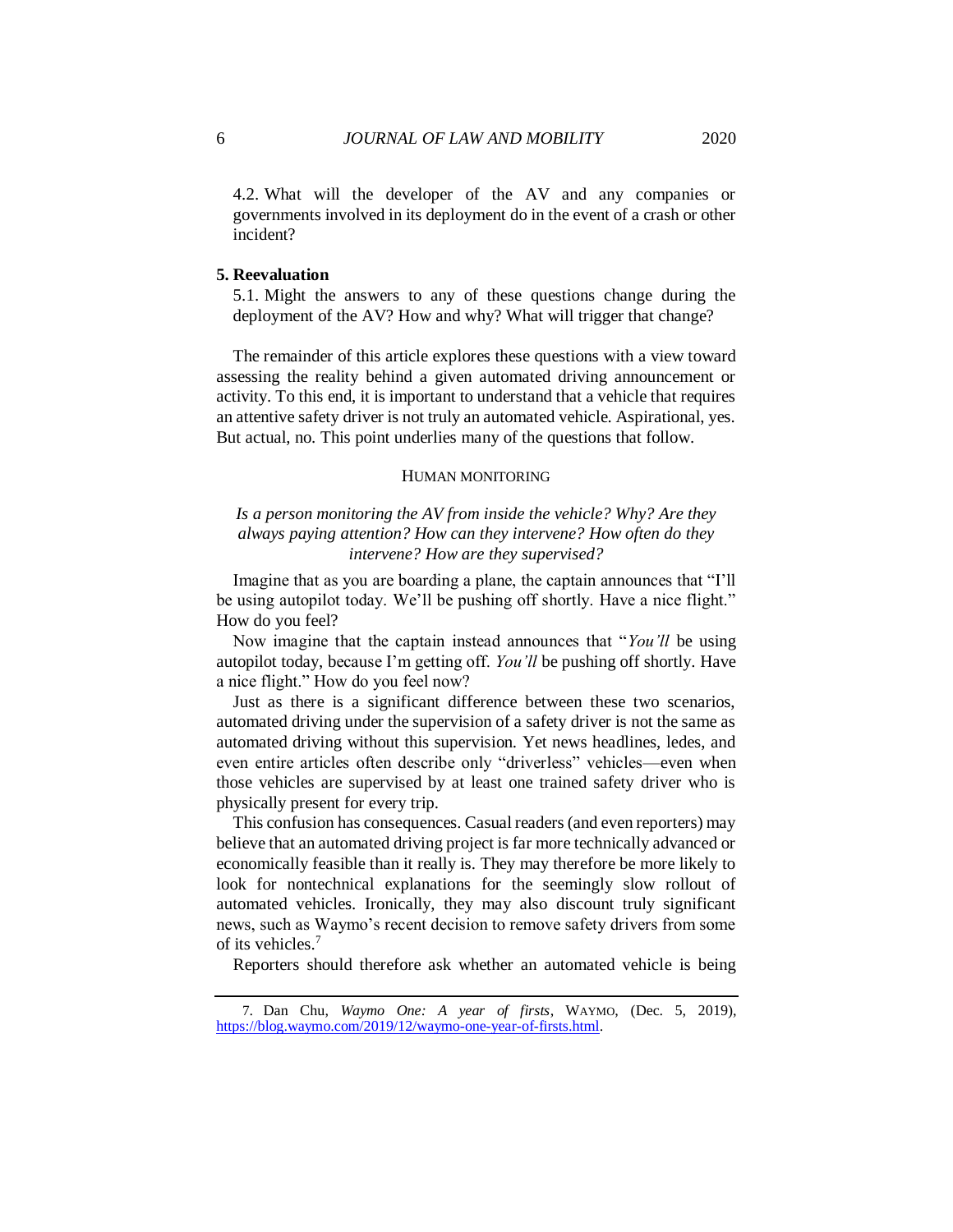4.2. What will the developer of the AV and any companies or governments involved in its deployment do in the event of a crash or other incident?

**5. Reevaluation**

5.1. Might the answers to any of these questions change during the deployment of the AV? How and why? What will trigger that change?

The remainder of this article explores these questions with a view toward assessing the reality behind a given automated driving announcement or activity. To this end, it is important to understand that a vehicle that requires an attentive safety driver is not truly an automated vehicle. Aspirational, yes. But actual, no. This point underlies many of the questions that follow.

## HUMAN MONITORING

*Is a person monitoring the AV from inside the vehicle? Why? Are they always paying attention? How can they intervene? How often do they intervene? How are they supervised?*

Imagine that as you are boarding a plane, the captain announces that "I'll be using autopilot today. We'll be pushing off shortly. Have a nice flight." How do you feel?

Now imagine that the captain instead announces that "*You'll* be using autopilot today, because I'm getting off. *You'll* be pushing off shortly. Have a nice flight." How do you feel now?

Just as there is a significant difference between these two scenarios, automated driving under the supervision of a safety driver is not the same as automated driving without this supervision. Yet news headlines, ledes, and even entire articles often describe only "driverless" vehicles—even when those vehicles are supervised by at least one trained safety driver who is physically present for every trip.

This confusion has consequences. Casual readers (and even reporters) may believe that an automated driving project is far more technically advanced or economically feasible than it really is. They may therefore be more likely to look for nontechnical explanations for the seemingly slow rollout of automated vehicles. Ironically, they may also discount truly significant news, such as Waymo's recent decision to remove safety drivers from some of its vehicles.[7]

Reporters should therefore ask whether an automated vehicle is being

---

7. Dan Chu, *Waymo One: A year of firsts*, WAYMO, (Dec. 5, 2019), https://blog.waymo.com/2019/12/waymo-one-year-of-firsts.html.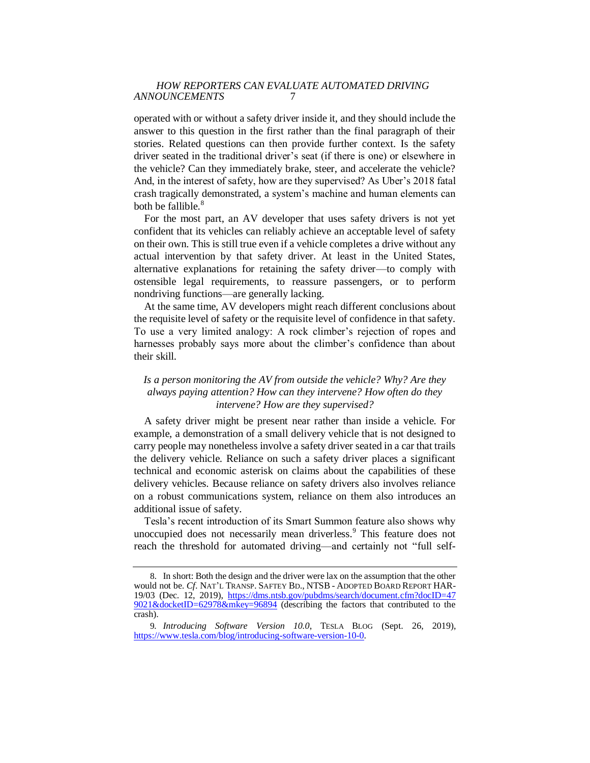operated with or without a safety driver inside it, and they should include the answer to this question in the first rather than the final paragraph of their stories. Related questions can then provide further context. Is the safety driver seated in the traditional driver's seat (if there is one) or elsewhere in the vehicle? Can they immediately brake, steer, and accelerate the vehicle? And, in the interest of safety, how are they supervised? As Uber's 2018 fatal crash tragically demonstrated, a system's machine and human elements can both be fallible.[8]

For the most part, an AV developer that uses safety drivers is not yet confident that its vehicles can reliably achieve an acceptable level of safety on their own. This is still true even if a vehicle completes a drive without any actual intervention by that safety driver. At least in the United States, alternative explanations for retaining the safety driver—to comply with ostensible legal requirements, to reassure passengers, or to perform nondriving functions—are generally lacking.

At the same time, AV developers might reach different conclusions about the requisite level of safety or the requisite level of confidence in that safety. To use a very limited analogy: A rock climber's rejection of ropes and harnesses probably says more about the climber's confidence than about their skill.

### *Is a person monitoring the AV from outside the vehicle? Why? Are they always paying attention? How can they intervene? How often do they intervene? How are they supervised?*

A safety driver might be present near rather than inside a vehicle. For example, a demonstration of a small delivery vehicle that is not designed to carry people may nonetheless involve a safety driver seated in a car that trails the delivery vehicle. Reliance on such a safety driver places a significant technical and economic asterisk on claims about the capabilities of these delivery vehicles. Because reliance on safety drivers also involves reliance on a robust communications system, reliance on them also introduces an additional issue of safety.

Tesla's recent introduction of its Smart Summon feature also shows why unoccupied does not necessarily mean driverless.[9] This feature does not reach the threshold for automated driving—and certainly not "full self-

---

8. In short: Both the design and the driver were lax on the assumption that the other would not be. *Cf.* NAT'L TRANSP. SAFTEY BD., NTSB - ADOPTED BOARD REPORT HAR-19/03 (Dec. 12, 2019), https://dms.ntsb.gov/pubdms/search/document.cfm?docID=479021&docketID=62978&mkey=96894 (describing the factors that contributed to the crash).

9. *Introducing Software Version 10.0*, TESLA BLOG (Sept. 26, 2019), https://www.tesla.com/blog/introducing-software-version-10-0.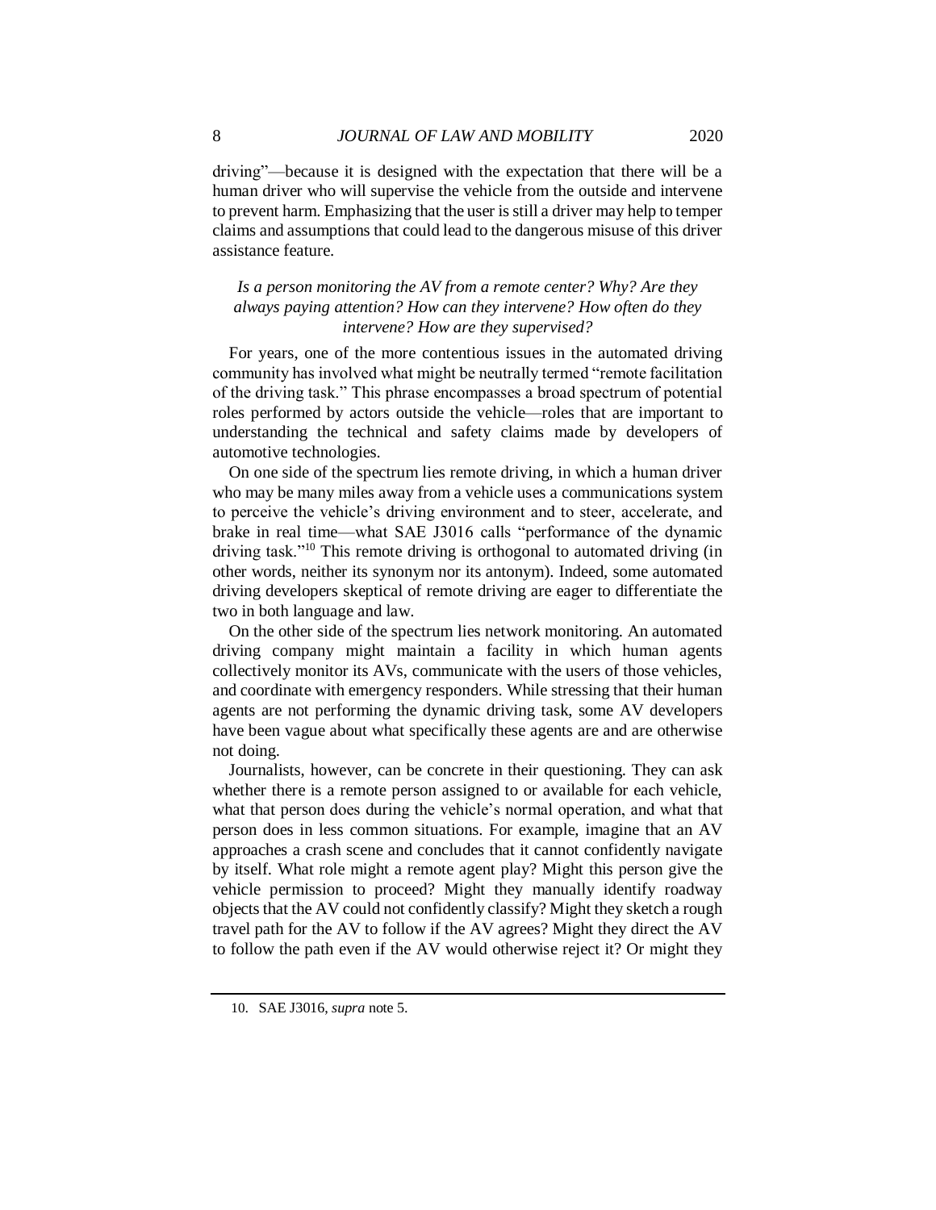driving"—because it is designed with the expectation that there will be a human driver who will supervise the vehicle from the outside and intervene to prevent harm. Emphasizing that the user is still a driver may help to temper claims and assumptions that could lead to the dangerous misuse of this driver assistance feature.

*Is a person monitoring the AV from a remote center? Why? Are they always paying attention? How can they intervene? How often do they intervene? How are they supervised?*

For years, one of the more contentious issues in the automated driving community has involved what might be neutrally termed "remote facilitation of the driving task." This phrase encompasses a broad spectrum of potential roles performed by actors outside the vehicle—roles that are important to understanding the technical and safety claims made by developers of automotive technologies.

On one side of the spectrum lies remote driving, in which a human driver who may be many miles away from a vehicle uses a communications system to perceive the vehicle's driving environment and to steer, accelerate, and brake in real time—what SAE J3016 calls "performance of the dynamic driving task."[10] This remote driving is orthogonal to automated driving (in other words, neither its synonym nor its antonym). Indeed, some automated driving developers skeptical of remote driving are eager to differentiate the two in both language and law.

On the other side of the spectrum lies network monitoring. An automated driving company might maintain a facility in which human agents collectively monitor its AVs, communicate with the users of those vehicles, and coordinate with emergency responders. While stressing that their human agents are not performing the dynamic driving task, some AV developers have been vague about what specifically these agents are and are otherwise not doing.

Journalists, however, can be concrete in their questioning. They can ask whether there is a remote person assigned to or available for each vehicle, what that person does during the vehicle's normal operation, and what that person does in less common situations. For example, imagine that an AV approaches a crash scene and concludes that it cannot confidently navigate by itself. What role might a remote agent play? Might this person give the vehicle permission to proceed? Might they manually identify roadway objects that the AV could not confidently classify? Might they sketch a rough travel path for the AV to follow if the AV agrees? Might they direct the AV to follow the path even if the AV would otherwise reject it? Or might they

10. SAE J3016, *supra* note 5.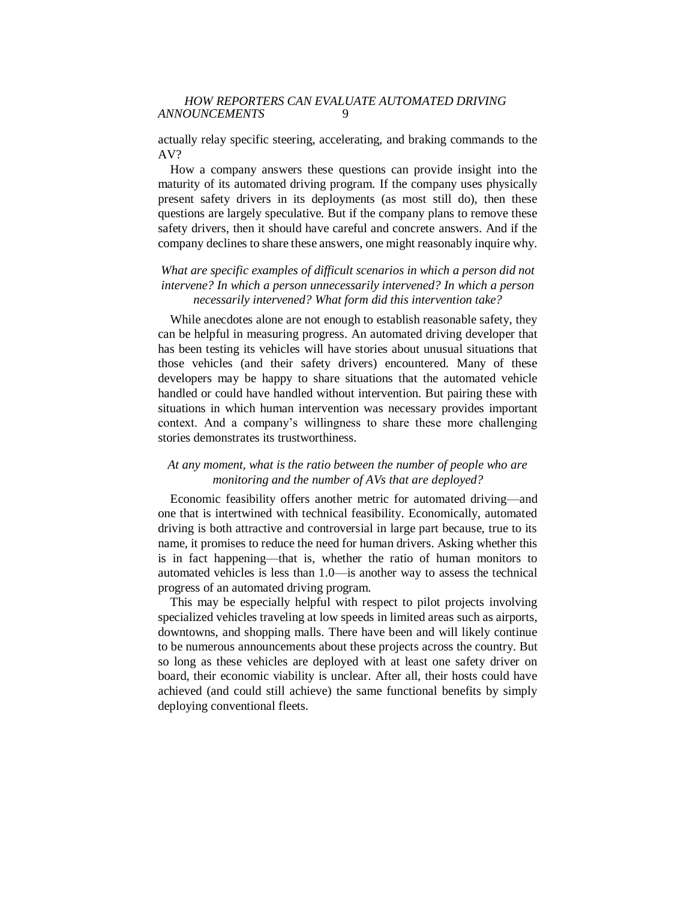actually relay specific steering, accelerating, and braking commands to the AV?

How a company answers these questions can provide insight into the maturity of its automated driving program. If the company uses physically present safety drivers in its deployments (as most still do), then these questions are largely speculative. But if the company plans to remove these safety drivers, then it should have careful and concrete answers. And if the company declines to share these answers, one might reasonably inquire why.

### *What are specific examples of difficult scenarios in which a person did not intervene? In which a person unnecessarily intervened? In which a person necessarily intervened? What form did this intervention take?*

While anecdotes alone are not enough to establish reasonable safety, they can be helpful in measuring progress. An automated driving developer that has been testing its vehicles will have stories about unusual situations that those vehicles (and their safety drivers) encountered. Many of these developers may be happy to share situations that the automated vehicle handled or could have handled without intervention. But pairing these with situations in which human intervention was necessary provides important context. And a company's willingness to share these more challenging stories demonstrates its trustworthiness.

### *At any moment, what is the ratio between the number of people who are monitoring and the number of AVs that are deployed?*

Economic feasibility offers another metric for automated driving—and one that is intertwined with technical feasibility. Economically, automated driving is both attractive and controversial in large part because, true to its name, it promises to reduce the need for human drivers. Asking whether this is in fact happening—that is, whether the ratio of human monitors to automated vehicles is less than 1.0—is another way to assess the technical progress of an automated driving program.

This may be especially helpful with respect to pilot projects involving specialized vehicles traveling at low speeds in limited areas such as airports, downtowns, and shopping malls. There have been and will likely continue to be numerous announcements about these projects across the country. But so long as these vehicles are deployed with at least one safety driver on board, their economic viability is unclear. After all, their hosts could have achieved (and could still achieve) the same functional benefits by simply deploying conventional fleets.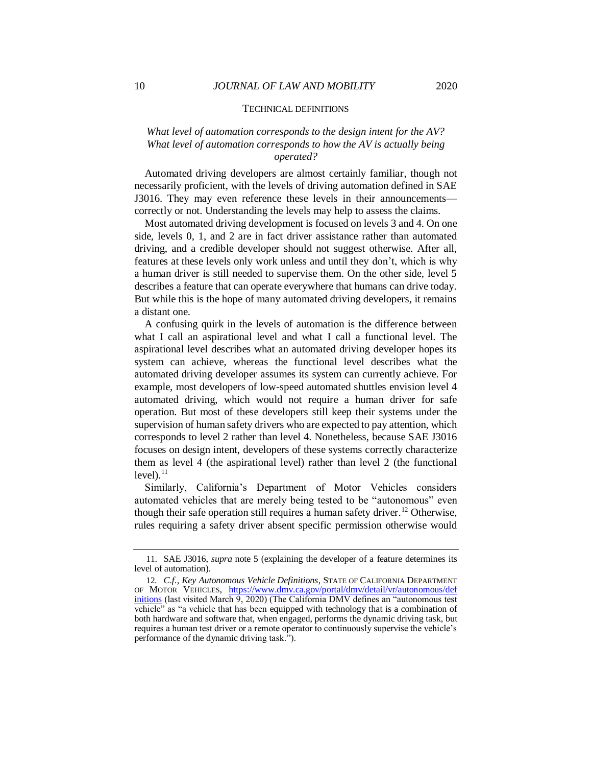TECHNICAL DEFINITIONS

*What level of automation corresponds to the design intent for the AV? What level of automation corresponds to how the AV is actually being operated?*

Automated driving developers are almost certainly familiar, though not necessarily proficient, with the levels of driving automation defined in SAE J3016. They may even reference these levels in their announcements—correctly or not. Understanding the levels may help to assess the claims.

Most automated driving development is focused on levels 3 and 4. On one side, levels 0, 1, and 2 are in fact driver assistance rather than automated driving, and a credible developer should not suggest otherwise. After all, features at these levels only work unless and until they don't, which is why a human driver is still needed to supervise them. On the other side, level 5 describes a feature that can operate everywhere that humans can drive today. But while this is the hope of many automated driving developers, it remains a distant one.

A confusing quirk in the levels of automation is the difference between what I call an aspirational level and what I call a functional level. The aspirational level describes what an automated driving developer hopes its system can achieve, whereas the functional level describes what the automated driving developer assumes its system can currently achieve. For example, most developers of low-speed automated shuttles envision level 4 automated driving, which would not require a human driver for safe operation. But most of these developers still keep their systems under the supervision of human safety drivers who are expected to pay attention, which corresponds to level 2 rather than level 4. Nonetheless, because SAE J3016 focuses on design intent, developers of these systems correctly characterize them as level 4 (the aspirational level) rather than level 2 (the functional level).[11]

Similarly, California's Department of Motor Vehicles considers automated vehicles that are merely being tested to be "autonomous" even though their safe operation still requires a human safety driver.[12] Otherwise, rules requiring a safety driver absent specific permission otherwise would

---

11. SAE J3016, *supra* note 5 (explaining the developer of a feature determines its level of automation).

12. *C.f.*, *Key Autonomous Vehicle Definitions*, STATE OF CALIFORNIA DEPARTMENT OF MOTOR VEHICLES, https://www.dmv.ca.gov/portal/dmv/detail/vr/autonomous/definitions (last visited March 9, 2020) (The California DMV defines an "autonomous test vehicle" as "a vehicle that has been equipped with technology that is a combination of both hardware and software that, when engaged, performs the dynamic driving task, but requires a human test driver or a remote operator to continuously supervise the vehicle's performance of the dynamic driving task.").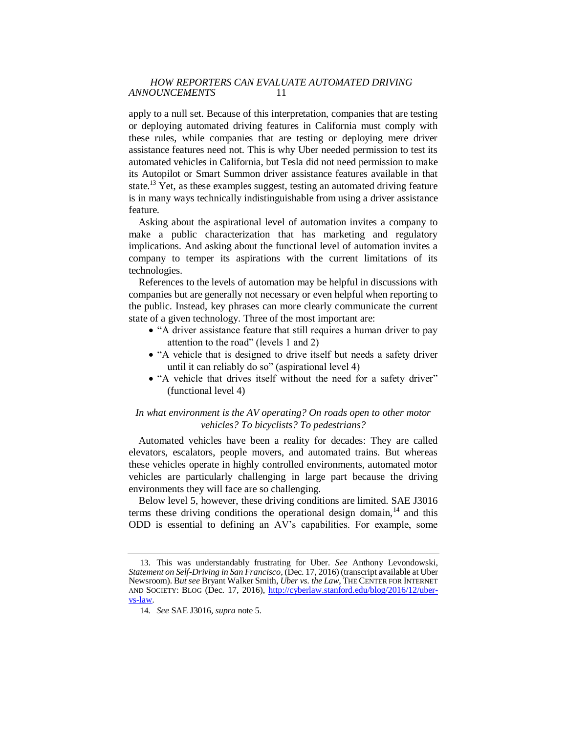apply to a null set. Because of this interpretation, companies that are testing or deploying automated driving features in California must comply with these rules, while companies that are testing or deploying mere driver assistance features need not. This is why Uber needed permission to test its automated vehicles in California, but Tesla did not need permission to make its Autopilot or Smart Summon driver assistance features available in that state.[13] Yet, as these examples suggest, testing an automated driving feature is in many ways technically indistinguishable from using a driver assistance feature.

Asking about the aspirational level of automation invites a company to make a public characterization that has marketing and regulatory implications. And asking about the functional level of automation invites a company to temper its aspirations with the current limitations of its technologies.

References to the levels of automation may be helpful in discussions with companies but are generally not necessary or even helpful when reporting to the public. Instead, key phrases can more clearly communicate the current state of a given technology. Three of the most important are:

- "A driver assistance feature that still requires a human driver to pay attention to the road" (levels 1 and 2)
- "A vehicle that is designed to drive itself but needs a safety driver until it can reliably do so" (aspirational level 4)
- "A vehicle that drives itself without the need for a safety driver" (functional level 4)

### *In what environment is the AV operating? On roads open to other motor vehicles? To bicyclists? To pedestrians?*

Automated vehicles have been a reality for decades: They are called elevators, escalators, people movers, and automated trains. But whereas these vehicles operate in highly controlled environments, automated motor vehicles are particularly challenging in large part because the driving environments they will face are so challenging.

Below level 5, however, these driving conditions are limited. SAE J3016 terms these driving conditions the operational design domain,[14] and this ODD is essential to defining an AV's capabilities. For example, some

---

13. This was understandably frustrating for Uber. *See* Anthony Levondowski, *Statement on Self-Driving in San Francisco*, (Dec. 17, 2016) (transcript available at Uber Newsroom). B*ut see* Bryant Walker Smith, *Uber vs. the Law*, THE CENTER FOR INTERNET AND SOCIETY: BLOG (Dec. 17, 2016), http://cyberlaw.stanford.edu/blog/2016/12/uber-vs-law.

14. *See* SAE J3016, *supra* note 5.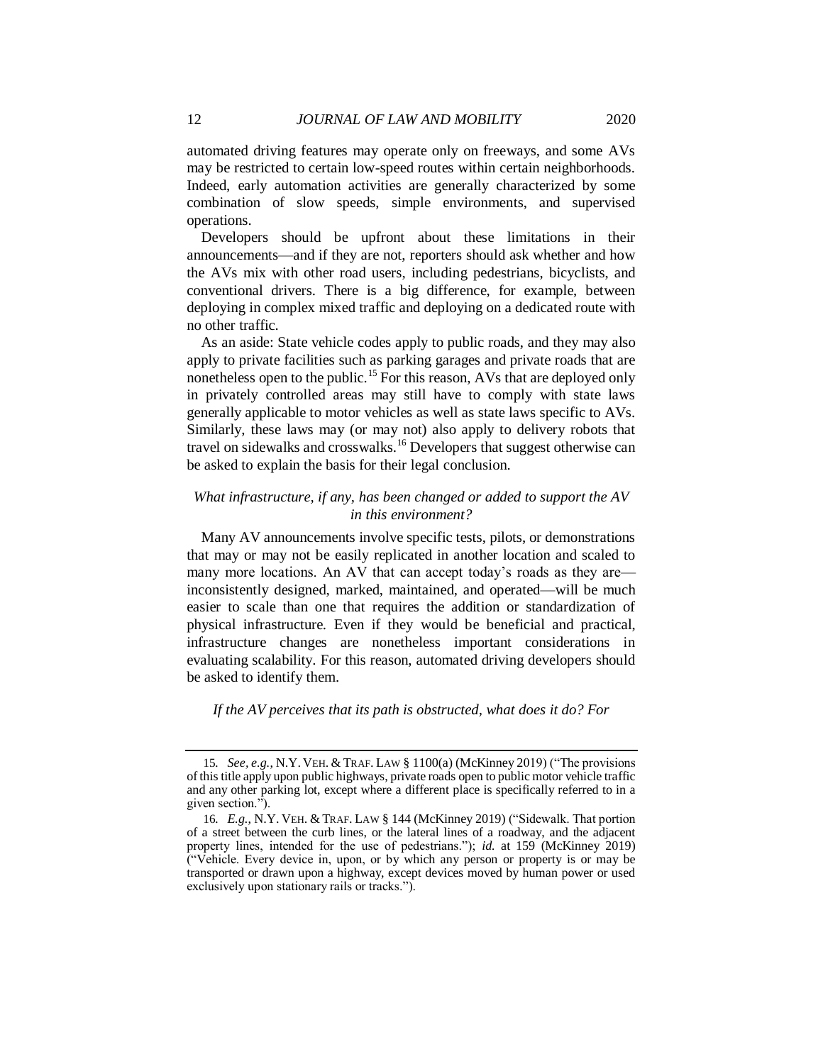automated driving features may operate only on freeways, and some AVs may be restricted to certain low-speed routes within certain neighborhoods. Indeed, early automation activities are generally characterized by some combination of slow speeds, simple environments, and supervised operations.

Developers should be upfront about these limitations in their announcements—and if they are not, reporters should ask whether and how the AVs mix with other road users, including pedestrians, bicyclists, and conventional drivers. There is a big difference, for example, between deploying in complex mixed traffic and deploying on a dedicated route with no other traffic.

As an aside: State vehicle codes apply to public roads, and they may also apply to private facilities such as parking garages and private roads that are nonetheless open to the public.[15] For this reason, AVs that are deployed only in privately controlled areas may still have to comply with state laws generally applicable to motor vehicles as well as state laws specific to AVs. Similarly, these laws may (or may not) also apply to delivery robots that travel on sidewalks and crosswalks.[16] Developers that suggest otherwise can be asked to explain the basis for their legal conclusion.

*What infrastructure, if any, has been changed or added to support the AV in this environment?*

Many AV announcements involve specific tests, pilots, or demonstrations that may or may not be easily replicated in another location and scaled to many more locations. An AV that can accept today's roads as they are—inconsistently designed, marked, maintained, and operated—will be much easier to scale than one that requires the addition or standardization of physical infrastructure. Even if they would be beneficial and practical, infrastructure changes are nonetheless important considerations in evaluating scalability. For this reason, automated driving developers should be asked to identify them.

*If the AV perceives that its path is obstructed, what does it do? For*

---

15. *See, e.g.*, N.Y. VEH. & TRAF. LAW § 1100(a) (McKinney 2019) ("The provisions of this title apply upon public highways, private roads open to public motor vehicle traffic and any other parking lot, except where a different place is specifically referred to in a given section.").

16. *E.g.*, N.Y. VEH. & TRAF. LAW § 144 (McKinney 2019) ("Sidewalk. That portion of a street between the curb lines, or the lateral lines of a roadway, and the adjacent property lines, intended for the use of pedestrians."); *id.* at 159 (McKinney 2019) ("Vehicle. Every device in, upon, or by which any person or property is or may be transported or drawn upon a highway, except devices moved by human power or used exclusively upon stationary rails or tracks.").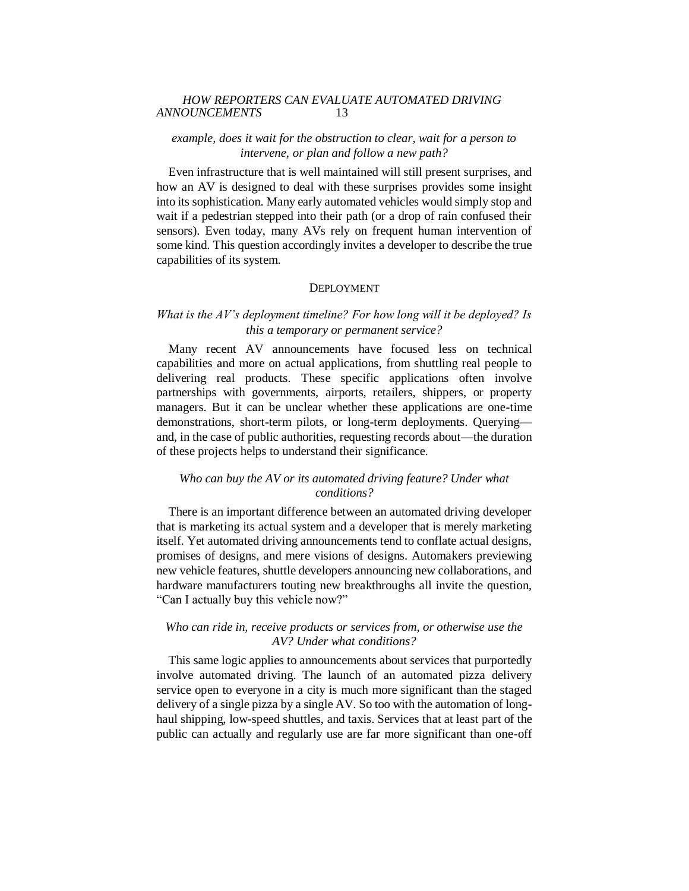*example, does it wait for the obstruction to clear, wait for a person to intervene, or plan and follow a new path?*

Even infrastructure that is well maintained will still present surprises, and how an AV is designed to deal with these surprises provides some insight into its sophistication. Many early automated vehicles would simply stop and wait if a pedestrian stepped into their path (or a drop of rain confused their sensors). Even today, many AVs rely on frequent human intervention of some kind. This question accordingly invites a developer to describe the true capabilities of its system.

## DEPLOYMENT

*What is the AV's deployment timeline? For how long will it be deployed? Is this a temporary or permanent service?*

Many recent AV announcements have focused less on technical capabilities and more on actual applications, from shuttling real people to delivering real products. These specific applications often involve partnerships with governments, airports, retailers, shippers, or property managers. But it can be unclear whether these applications are one-time demonstrations, short-term pilots, or long-term deployments. Querying—and, in the case of public authorities, requesting records about—the duration of these projects helps to understand their significance.

*Who can buy the AV or its automated driving feature? Under what conditions?*

There is an important difference between an automated driving developer that is marketing its actual system and a developer that is merely marketing itself. Yet automated driving announcements tend to conflate actual designs, promises of designs, and mere visions of designs. Automakers previewing new vehicle features, shuttle developers announcing new collaborations, and hardware manufacturers touting new breakthroughs all invite the question, "Can I actually buy this vehicle now?"

*Who can ride in, receive products or services from, or otherwise use the AV? Under what conditions?*

This same logic applies to announcements about services that purportedly involve automated driving. The launch of an automated pizza delivery service open to everyone in a city is much more significant than the staged delivery of a single pizza by a single AV. So too with the automation of long-haul shipping, low-speed shuttles, and taxis. Services that at least part of the public can actually and regularly use are far more significant than one-off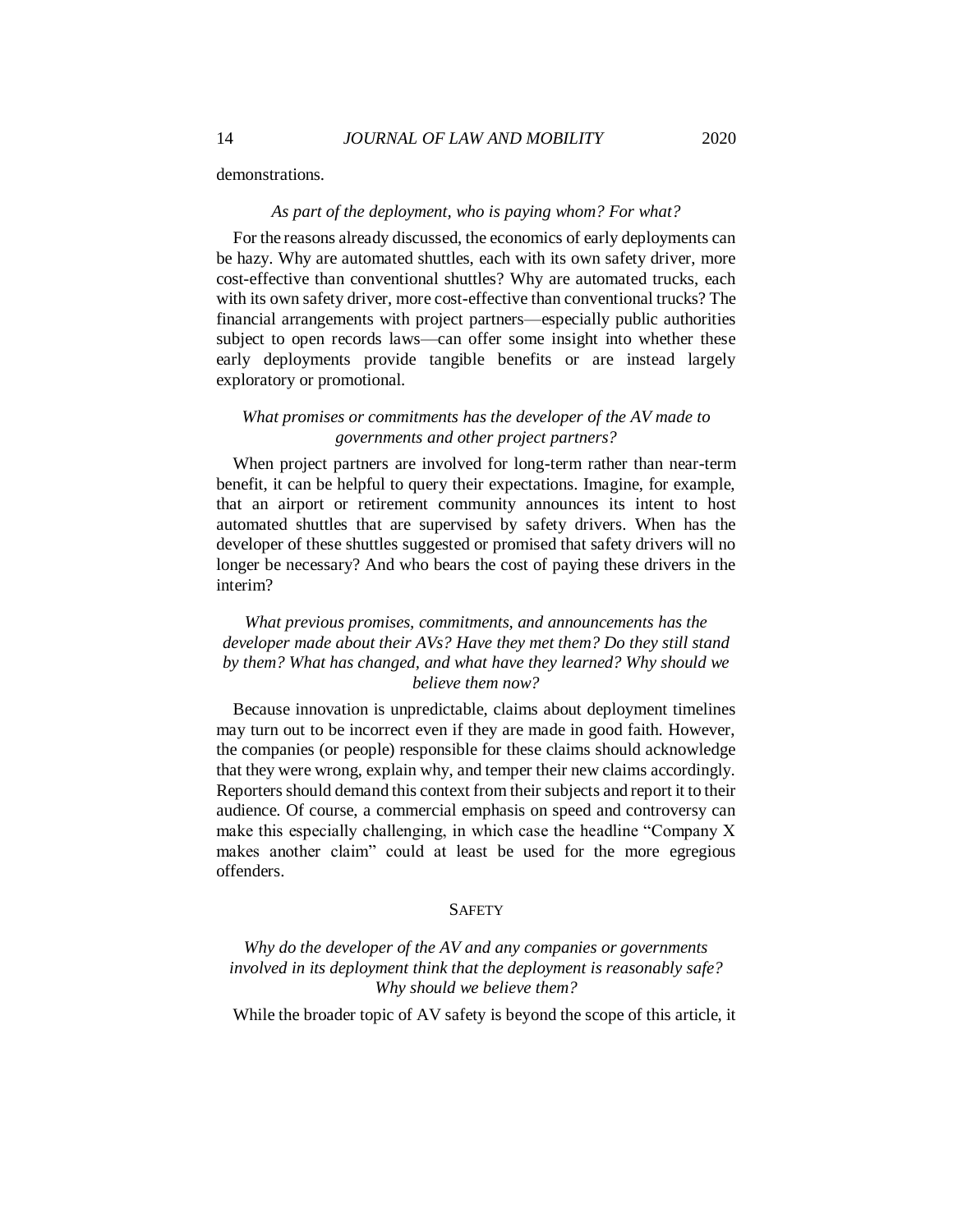demonstrations.

*As part of the deployment, who is paying whom? For what?*

For the reasons already discussed, the economics of early deployments can be hazy. Why are automated shuttles, each with its own safety driver, more cost-effective than conventional shuttles? Why are automated trucks, each with its own safety driver, more cost-effective than conventional trucks? The financial arrangements with project partners—especially public authorities subject to open records laws—can offer some insight into whether these early deployments provide tangible benefits or are instead largely exploratory or promotional.

*What promises or commitments has the developer of the AV made to governments and other project partners?*

When project partners are involved for long-term rather than near-term benefit, it can be helpful to query their expectations. Imagine, for example, that an airport or retirement community announces its intent to host automated shuttles that are supervised by safety drivers. When has the developer of these shuttles suggested or promised that safety drivers will no longer be necessary? And who bears the cost of paying these drivers in the interim?

*What previous promises, commitments, and announcements has the developer made about their AVs? Have they met them? Do they still stand by them? What has changed, and what have they learned? Why should we believe them now?*

Because innovation is unpredictable, claims about deployment timelines may turn out to be incorrect even if they are made in good faith. However, the companies (or people) responsible for these claims should acknowledge that they were wrong, explain why, and temper their new claims accordingly. Reporters should demand this context from their subjects and report it to their audience. Of course, a commercial emphasis on speed and controversy can make this especially challenging, in which case the headline "Company X makes another claim" could at least be used for the more egregious offenders.

## SAFETY

*Why do the developer of the AV and any companies or governments involved in its deployment think that the deployment is reasonably safe? Why should we believe them?*

While the broader topic of AV safety is beyond the scope of this article, it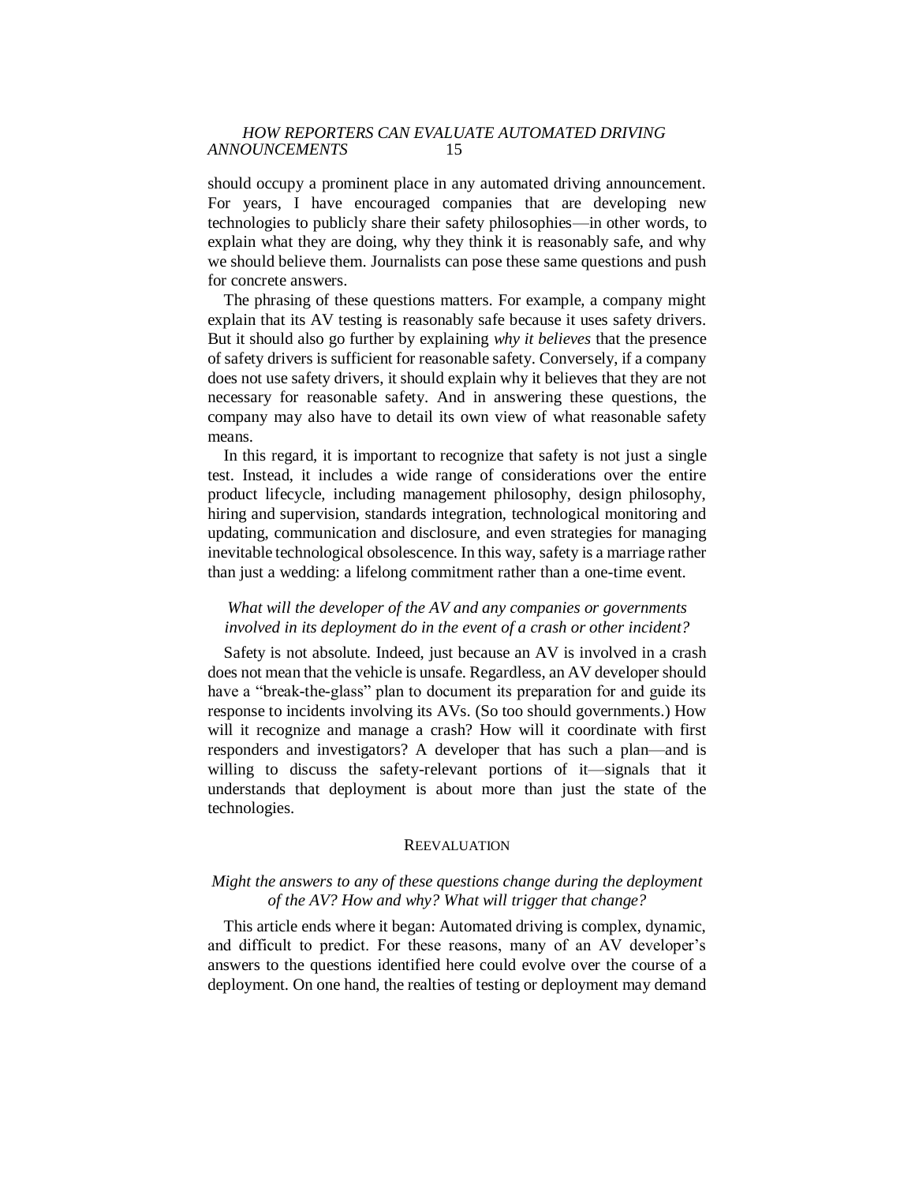should occupy a prominent place in any automated driving announcement. For years, I have encouraged companies that are developing new technologies to publicly share their safety philosophies—in other words, to explain what they are doing, why they think it is reasonably safe, and why we should believe them. Journalists can pose these same questions and push for concrete answers.

The phrasing of these questions matters. For example, a company might explain that its AV testing is reasonably safe because it uses safety drivers. But it should also go further by explaining *why it believes* that the presence of safety drivers is sufficient for reasonable safety. Conversely, if a company does not use safety drivers, it should explain why it believes that they are not necessary for reasonable safety. And in answering these questions, the company may also have to detail its own view of what reasonable safety means.

In this regard, it is important to recognize that safety is not just a single test. Instead, it includes a wide range of considerations over the entire product lifecycle, including management philosophy, design philosophy, hiring and supervision, standards integration, technological monitoring and updating, communication and disclosure, and even strategies for managing inevitable technological obsolescence. In this way, safety is a marriage rather than just a wedding: a lifelong commitment rather than a one-time event.

*What will the developer of the AV and any companies or governments involved in its deployment do in the event of a crash or other incident?*

Safety is not absolute. Indeed, just because an AV is involved in a crash does not mean that the vehicle is unsafe. Regardless, an AV developer should have a "break-the-glass" plan to document its preparation for and guide its response to incidents involving its AVs. (So too should governments.) How will it recognize and manage a crash? How will it coordinate with first responders and investigators? A developer that has such a plan—and is willing to discuss the safety-relevant portions of it—signals that it understands that deployment is about more than just the state of the technologies.

## Reevaluation

*Might the answers to any of these questions change during the deployment of the AV? How and why? What will trigger that change?*

This article ends where it began: Automated driving is complex, dynamic, and difficult to predict. For these reasons, many of an AV developer's answers to the questions identified here could evolve over the course of a deployment. On one hand, the realties of testing or deployment may demand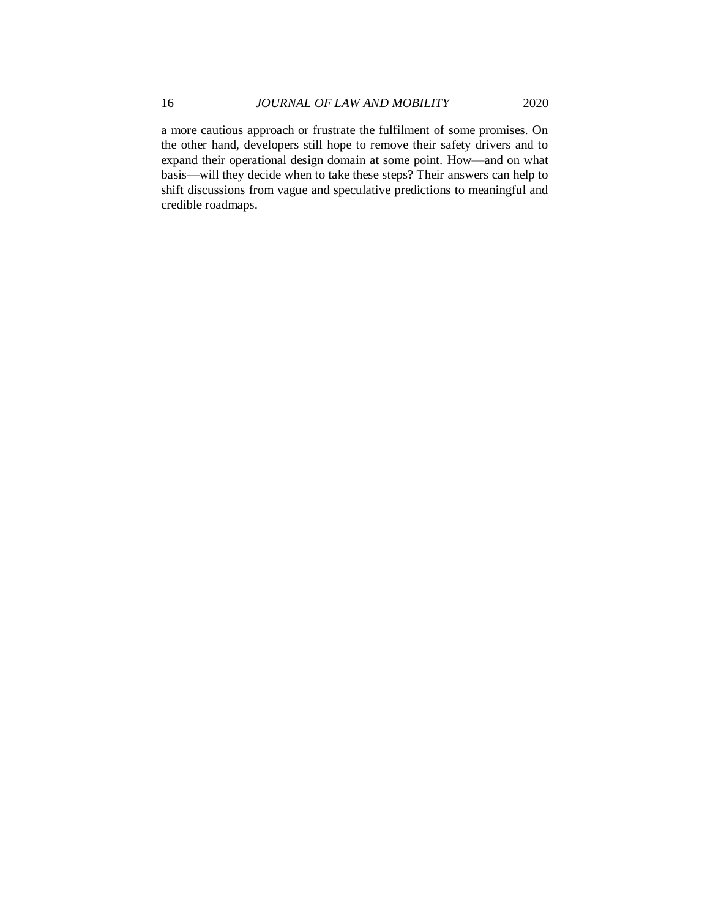a more cautious approach or frustrate the fulfilment of some promises. On the other hand, developers still hope to remove their safety drivers and to expand their operational design domain at some point. How—and on what basis—will they decide when to take these steps? Their answers can help to shift discussions from vague and speculative predictions to meaningful and credible roadmaps.